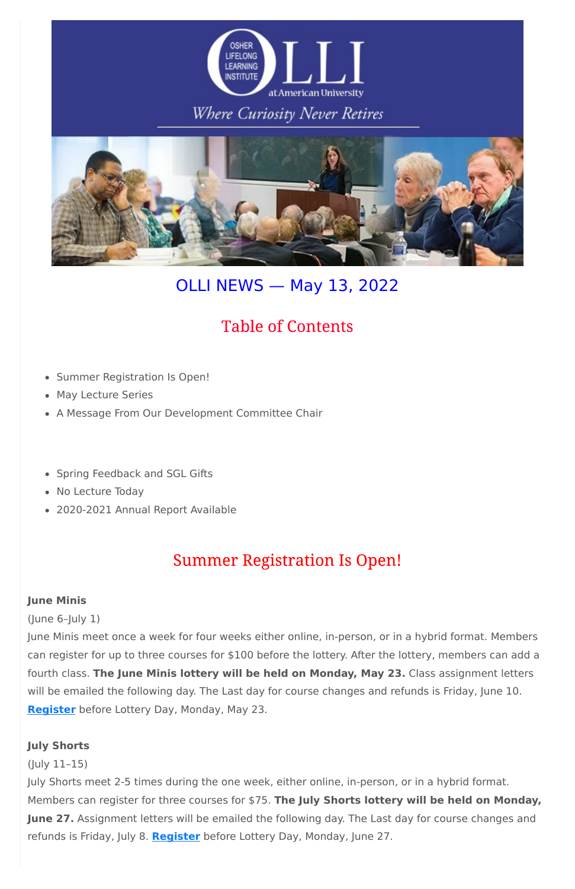# OLLI NEWS — May 13, 2022

## Table of Contents

- Summer Registration Is Open!
- May Lecture Series
- A Message From Our Development Committee Chair

- Spring Feedback and SGL Gifts
- No Lecture Today
- 2020-2021 Annual Report Available

## Summer Registration Is Open!

**June Minis**

(June 6–July 1)

June Minis meet once a week for four weeks either online, in-person, or in a hybrid format. Members can register for up to three courses for $100 before the lottery. After the lottery, members can add a fourth class. **The June Minis lottery will be held on Monday, May 23.** Class assignment letters will be emailed the following day. The Last day for course changes and refunds is Friday, June 10. **Register** before Lottery Day, Monday, May 23.

**July Shorts**

(July 11–15)

July Shorts meet 2-5 times during the one week, either online, in-person, or in a hybrid format. Members can register for three courses for $75. **The July Shorts lottery will be held on Monday, June 27.** Assignment letters will be emailed the following day. The Last day for course changes and refunds is Friday, July 8. **Register** before Lottery Day, Monday, June 27.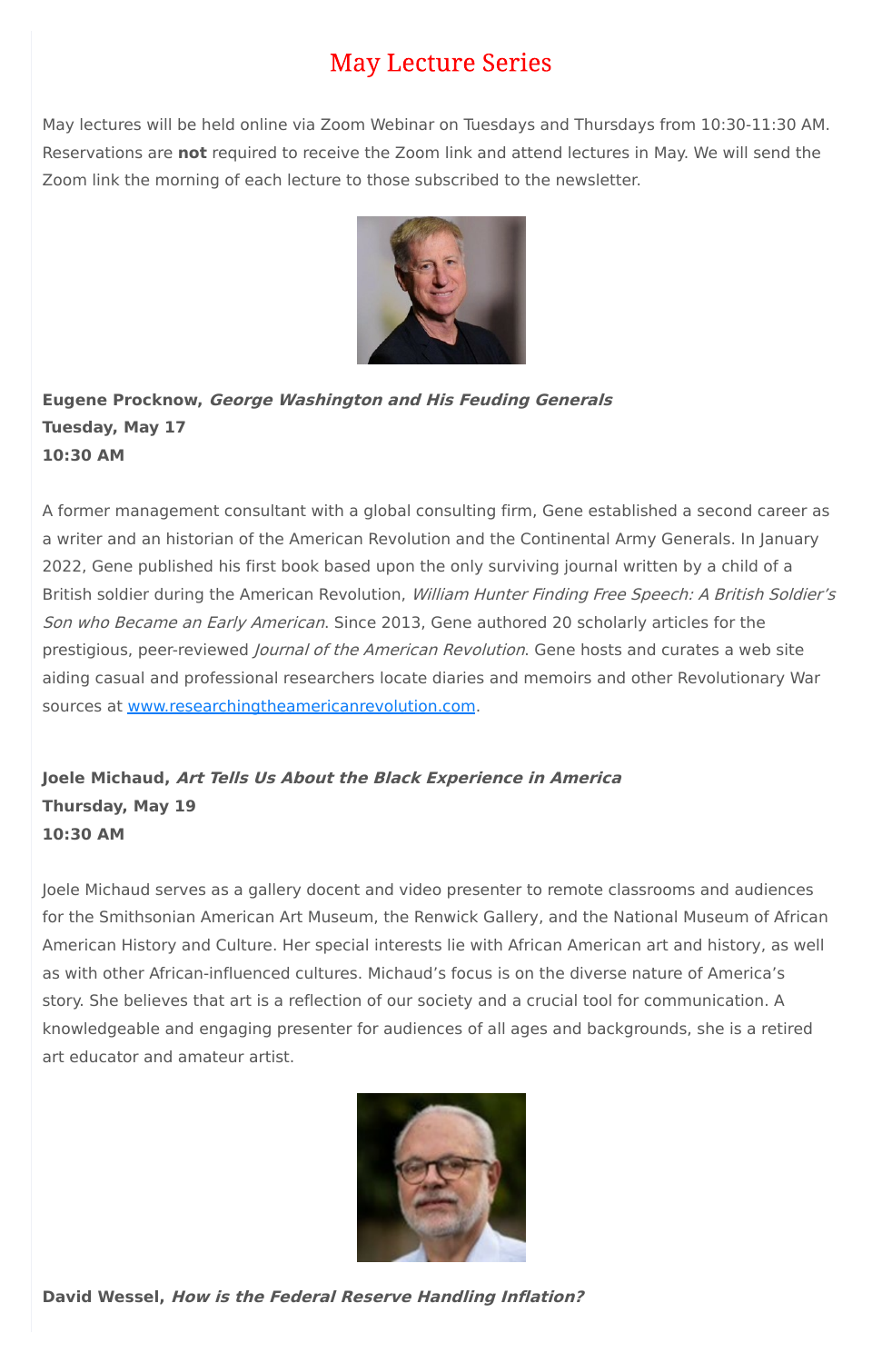# May Lecture Series

May lectures will be held online via Zoom Webinar on Tuesdays and Thursdays from 10:30-11:30 AM. Reservations are **not** required to receive the Zoom link and attend lectures in May. We will send the Zoom link the morning of each lecture to those subscribed to the newsletter.

**Eugene Procknow, *George Washington and His Feuding Generals***
**Tuesday, May 17**
**10:30 AM**

A former management consultant with a global consulting firm, Gene established a second career as a writer and an historian of the American Revolution and the Continental Army Generals. In January 2022, Gene published his first book based upon the only surviving journal written by a child of a British soldier during the American Revolution, *William Hunter Finding Free Speech: A British Soldier's Son who Became an Early American*. Since 2013, Gene authored 20 scholarly articles for the prestigious, peer-reviewed *Journal of the American Revolution*. Gene hosts and curates a web site aiding casual and professional researchers locate diaries and memoirs and other Revolutionary War sources at [www.researchingtheamericanrevolution.com](http://www.researchingtheamericanrevolution.com).

**Joele Michaud, *Art Tells Us About the Black Experience in America***
**Thursday, May 19**
**10:30 AM**

Joele Michaud serves as a gallery docent and video presenter to remote classrooms and audiences for the Smithsonian American Art Museum, the Renwick Gallery, and the National Museum of African American History and Culture. Her special interests lie with African American art and history, as well as with other African-influenced cultures. Michaud's focus is on the diverse nature of America's story. She believes that art is a reflection of our society and a crucial tool for communication. A knowledgeable and engaging presenter for audiences of all ages and backgrounds, she is a retired art educator and amateur artist.

**David Wessel, *How is the Federal Reserve Handling Inflation?***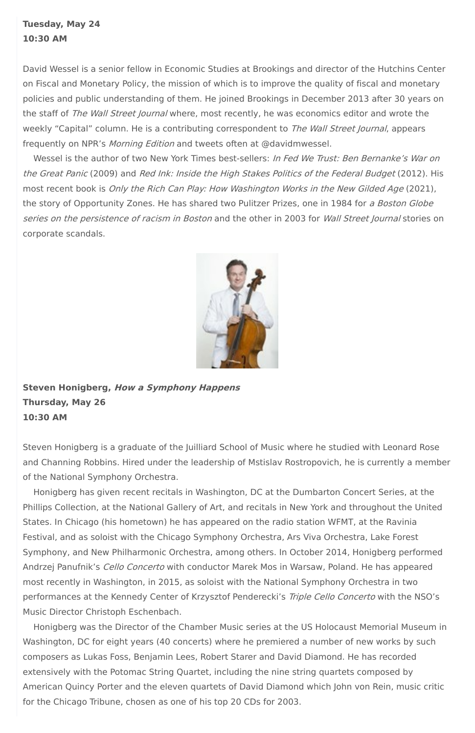**Tuesday, May 24**
**10:30 AM**

David Wessel is a senior fellow in Economic Studies at Brookings and director of the Hutchins Center on Fiscal and Monetary Policy, the mission of which is to improve the quality of fiscal and monetary policies and public understanding of them. He joined Brookings in December 2013 after 30 years on the staff of *The Wall Street Journal* where, most recently, he was economics editor and wrote the weekly "Capital" column. He is a contributing correspondent to *The Wall Street Journal*, appears frequently on NPR's *Morning Edition* and tweets often at @davidmwessel.

Wessel is the author of two New York Times best-sellers: *In Fed We Trust: Ben Bernanke's War on the Great Panic* (2009) and *Red Ink: Inside the High Stakes Politics of the Federal Budget* (2012). His most recent book is *Only the Rich Can Play: How Washington Works in the New Gilded Age* (2021), the story of Opportunity Zones. He has shared two Pulitzer Prizes, one in 1984 for *a Boston Globe series on the persistence of racism in Boston* and the other in 2003 for *Wall Street Journal* stories on corporate scandals.

**Steven Honigberg, *How a Symphony Happens***
**Thursday, May 26**
**10:30 AM**

Steven Honigberg is a graduate of the Juilliard School of Music where he studied with Leonard Rose and Channing Robbins. Hired under the leadership of Mstislav Rostropovich, he is currently a member of the National Symphony Orchestra.

Honigberg has given recent recitals in Washington, DC at the Dumbarton Concert Series, at the Phillips Collection, at the National Gallery of Art, and recitals in New York and throughout the United States. In Chicago (his hometown) he has appeared on the radio station WFMT, at the Ravinia Festival, and as soloist with the Chicago Symphony Orchestra, Ars Viva Orchestra, Lake Forest Symphony, and New Philharmonic Orchestra, among others. In October 2014, Honigberg performed Andrzej Panufnik's *Cello Concerto* with conductor Marek Mos in Warsaw, Poland. He has appeared most recently in Washington, in 2015, as soloist with the National Symphony Orchestra in two performances at the Kennedy Center of Krzysztof Penderecki's *Triple Cello Concerto* with the NSO's Music Director Christoph Eschenbach.

Honigberg was the Director of the Chamber Music series at the US Holocaust Memorial Museum in Washington, DC for eight years (40 concerts) where he premiered a number of new works by such composers as Lukas Foss, Benjamin Lees, Robert Starer and David Diamond. He has recorded extensively with the Potomac String Quartet, including the nine string quartets composed by American Quincy Porter and the eleven quartets of David Diamond which John von Rein, music critic for the Chicago Tribune, chosen as one of his top 20 CDs for 2003.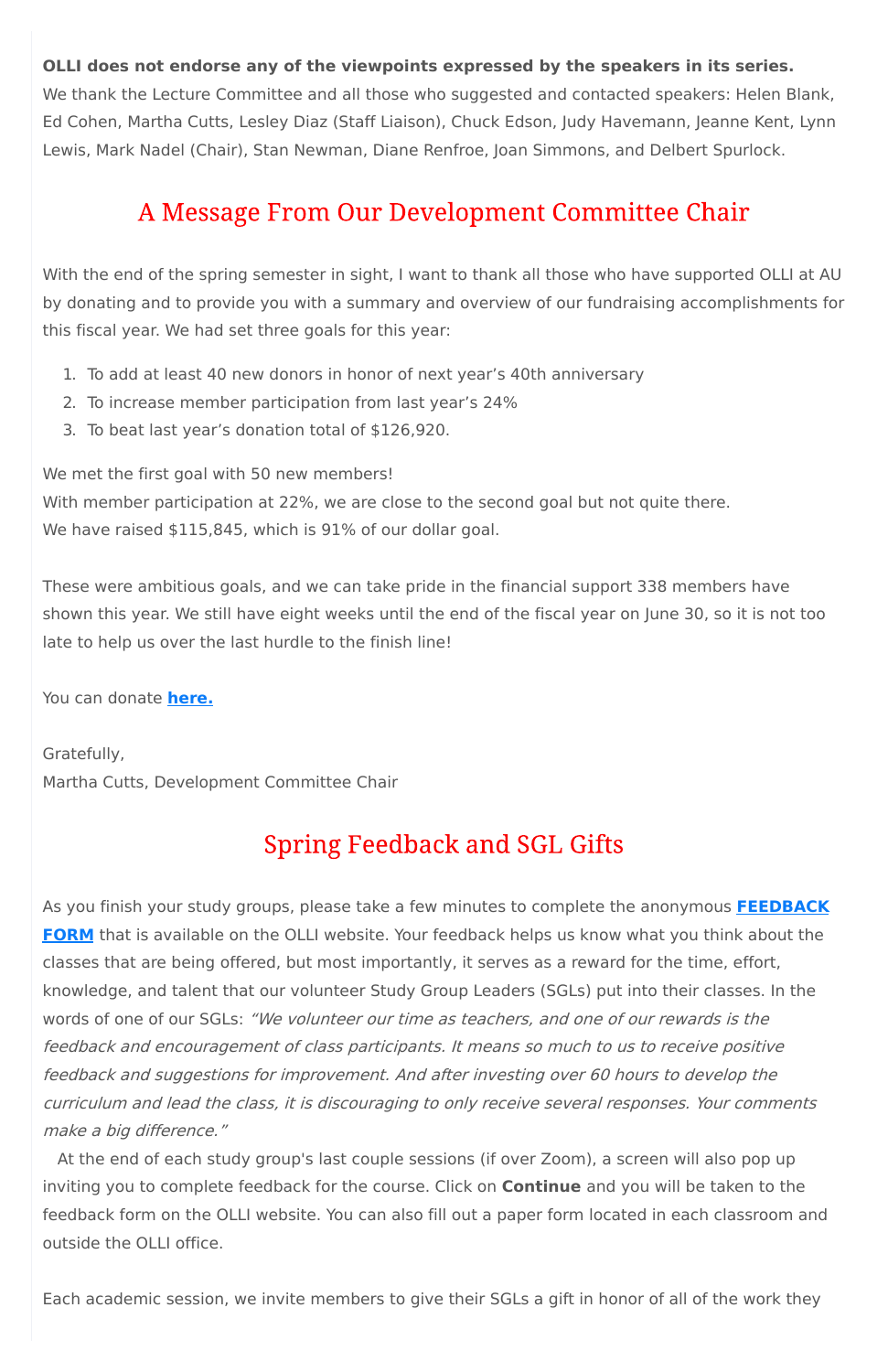**OLLI does not endorse any of the viewpoints expressed by the speakers in its series.**
We thank the Lecture Committee and all those who suggested and contacted speakers: Helen Blank, Ed Cohen, Martha Cutts, Lesley Diaz (Staff Liaison), Chuck Edson, Judy Havemann, Jeanne Kent, Lynn Lewis, Mark Nadel (Chair), Stan Newman, Diane Renfroe, Joan Simmons, and Delbert Spurlock.

## A Message From Our Development Committee Chair

With the end of the spring semester in sight, I want to thank all those who have supported OLLI at AU by donating and to provide you with a summary and overview of our fundraising accomplishments for this fiscal year. We had set three goals for this year:

1. To add at least 40 new donors in honor of next year's 40th anniversary
2. To increase member participation from last year's 24%
3. To beat last year's donation total of $126,920.

We met the first goal with 50 new members!
With member participation at 22%, we are close to the second goal but not quite there.
We have raised $115,845, which is 91% of our dollar goal.

These were ambitious goals, and we can take pride in the financial support 338 members have shown this year. We still have eight weeks until the end of the fiscal year on June 30, so it is not too late to help us over the last hurdle to the finish line!

You can donate **here.**

Gratefully,
Martha Cutts, Development Committee Chair

## Spring Feedback and SGL Gifts

As you finish your study groups, please take a few minutes to complete the anonymous **FEEDBACK FORM** that is available on the OLLI website. Your feedback helps us know what you think about the classes that are being offered, but most importantly, it serves as a reward for the time, effort, knowledge, and talent that our volunteer Study Group Leaders (SGLs) put into their classes. In the words of one of our SGLs: *"We volunteer our time as teachers, and one of our rewards is the feedback and encouragement of class participants. It means so much to us to receive positive feedback and suggestions for improvement. And after investing over 60 hours to develop the curriculum and lead the class, it is discouraging to only receive several responses. Your comments make a big difference."*

At the end of each study group's last couple sessions (if over Zoom), a screen will also pop up inviting you to complete feedback for the course. Click on **Continue** and you will be taken to the feedback form on the OLLI website. You can also fill out a paper form located in each classroom and outside the OLLI office.

Each academic session, we invite members to give their SGLs a gift in honor of all of the work they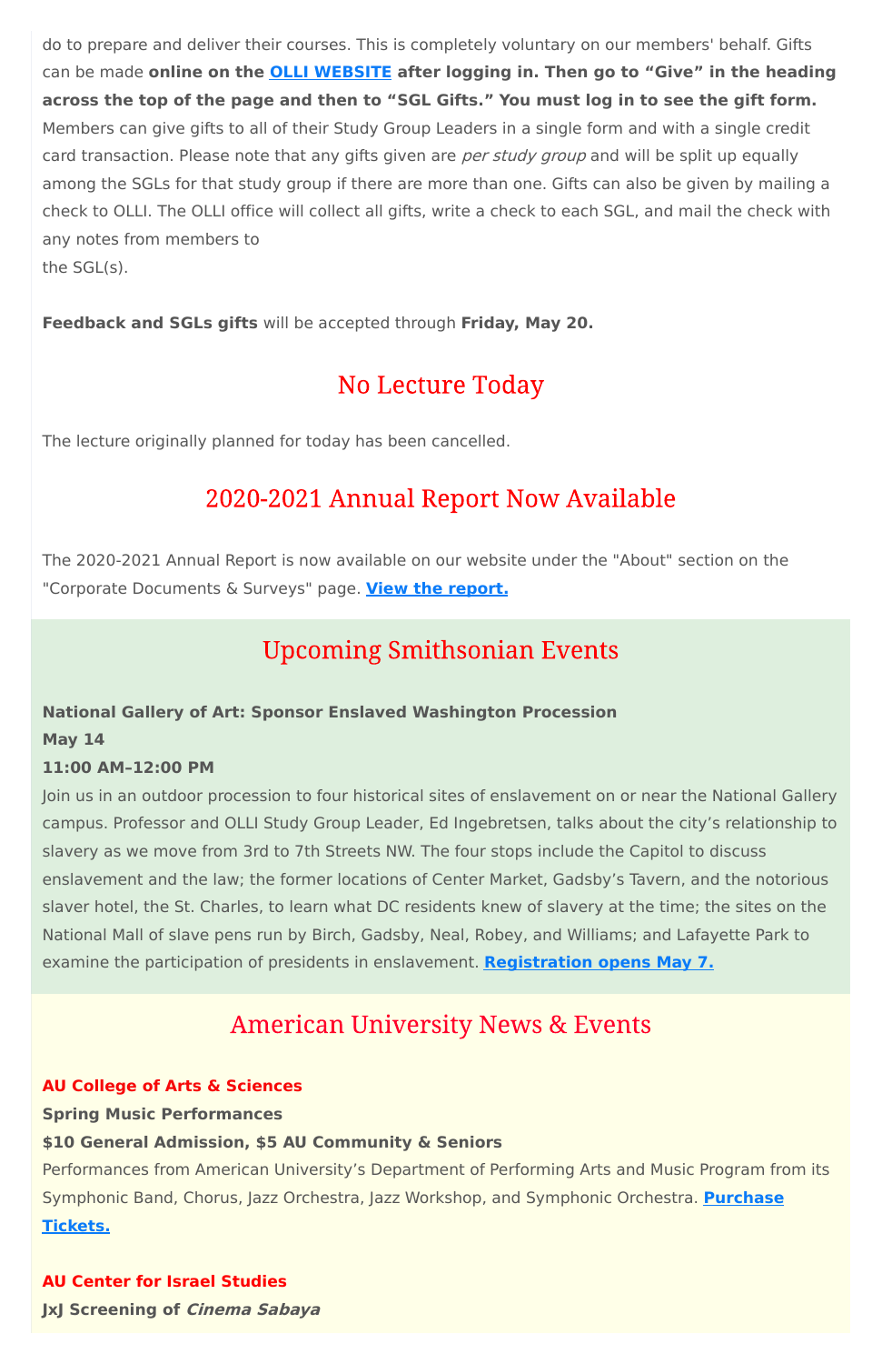do to prepare and deliver their courses. This is completely voluntary on our members' behalf. Gifts can be made **online on the [OLLI WEBSITE](#) after logging in. Then go to “Give” in the heading across the top of the page and then to “SGL Gifts.” You must log in to see the gift form.** Members can give gifts to all of their Study Group Leaders in a single form and with a single credit card transaction. Please note that any gifts given are *per study group* and will be split up equally among the SGLs for that study group if there are more than one. Gifts can also be given by mailing a check to OLLI. The OLLI office will collect all gifts, write a check to each SGL, and mail the check with any notes from members to the SGL(s).

**Feedback and SGLs gifts** will be accepted through **Friday, May 20.**

## No Lecture Today

The lecture originally planned for today has been cancelled.

## 2020-2021 Annual Report Now Available

The 2020-2021 Annual Report is now available on our website under the "About" section on the "Corporate Documents & Surveys" page. **[View the report.](#)**

## Upcoming Smithsonian Events

**National Gallery of Art: Sponsor Enslaved Washington Procession**
**May 14**
**11:00 AM–12:00 PM**
Join us in an outdoor procession to four historical sites of enslavement on or near the National Gallery campus. Professor and OLLI Study Group Leader, Ed Ingebretsen, talks about the city’s relationship to slavery as we move from 3rd to 7th Streets NW. The four stops include the Capitol to discuss enslavement and the law; the former locations of Center Market, Gadsby’s Tavern, and the notorious slaver hotel, the St. Charles, to learn what DC residents knew of slavery at the time; the sites on the National Mall of slave pens run by Birch, Gadsby, Neal, Robey, and Williams; and Lafayette Park to examine the participation of presidents in enslavement. **[Registration opens May 7.](#)**

## American University News & Events

**AU College of Arts & Sciences**
**Spring Music Performances**
**$10 General Admission, $5 AU Community & Seniors**
Performances from American University’s Department of Performing Arts and Music Program from its Symphonic Band, Chorus, Jazz Orchestra, Jazz Workshop, and Symphonic Orchestra. **[Purchase Tickets.](#)**

**AU Center for Israel Studies**
**JxJ Screening of *Cinema Sabaya***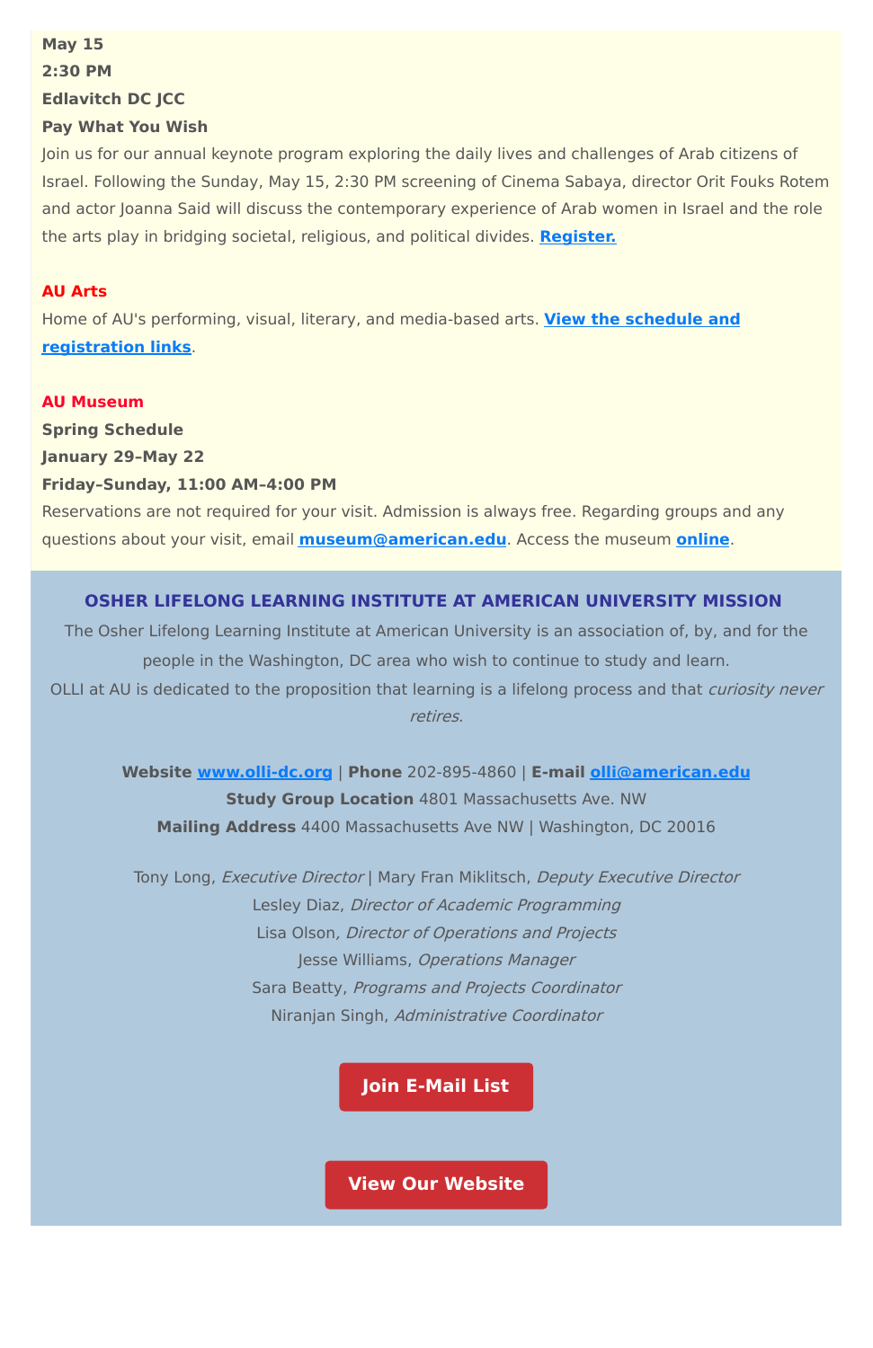**May 15**
**2:30 PM**
**Edlavitch DC JCC**
**Pay What You Wish**

Join us for our annual keynote program exploring the daily lives and challenges of Arab citizens of Israel. Following the Sunday, May 15, 2:30 PM screening of Cinema Sabaya, director Orit Fouks Rotem and actor Joanna Said will discuss the contemporary experience of Arab women in Israel and the role the arts play in bridging societal, religious, and political divides. **Register.**

**AU Arts**

Home of AU's performing, visual, literary, and media-based arts. **View the schedule and registration links**.

**AU Museum**
**Spring Schedule**
**January 29–May 22**
**Friday–Sunday, 11:00 AM–4:00 PM**

Reservations are not required for your visit. Admission is always free. Regarding groups and any questions about your visit, email **museum@american.edu**. Access the museum **online**.

## OSHER LIFELONG LEARNING INSTITUTE AT AMERICAN UNIVERSITY MISSION

The Osher Lifelong Learning Institute at American University is an association of, by, and for the people in the Washington, DC area who wish to continue to study and learn.
OLLI at AU is dedicated to the proposition that learning is a lifelong process and that *curiosity never retires.*

**Website** www.olli-dc.org | **Phone** 202-895-4860 | **E-mail** olli@american.edu
**Study Group Location** 4801 Massachusetts Ave. NW
**Mailing Address** 4400 Massachusetts Ave NW | Washington, DC 20016

Tony Long, *Executive Director* | Mary Fran Miklitsch, *Deputy Executive Director*
Lesley Diaz, *Director of Academic Programming*
Lisa Olson*, Director of Operations and Projects*
Jesse Williams, *Operations Manager*
Sara Beatty, *Programs and Projects Coordinator*
Niranjan Singh, *Administrative Coordinator*

**Join E-Mail List**

**View Our Website**